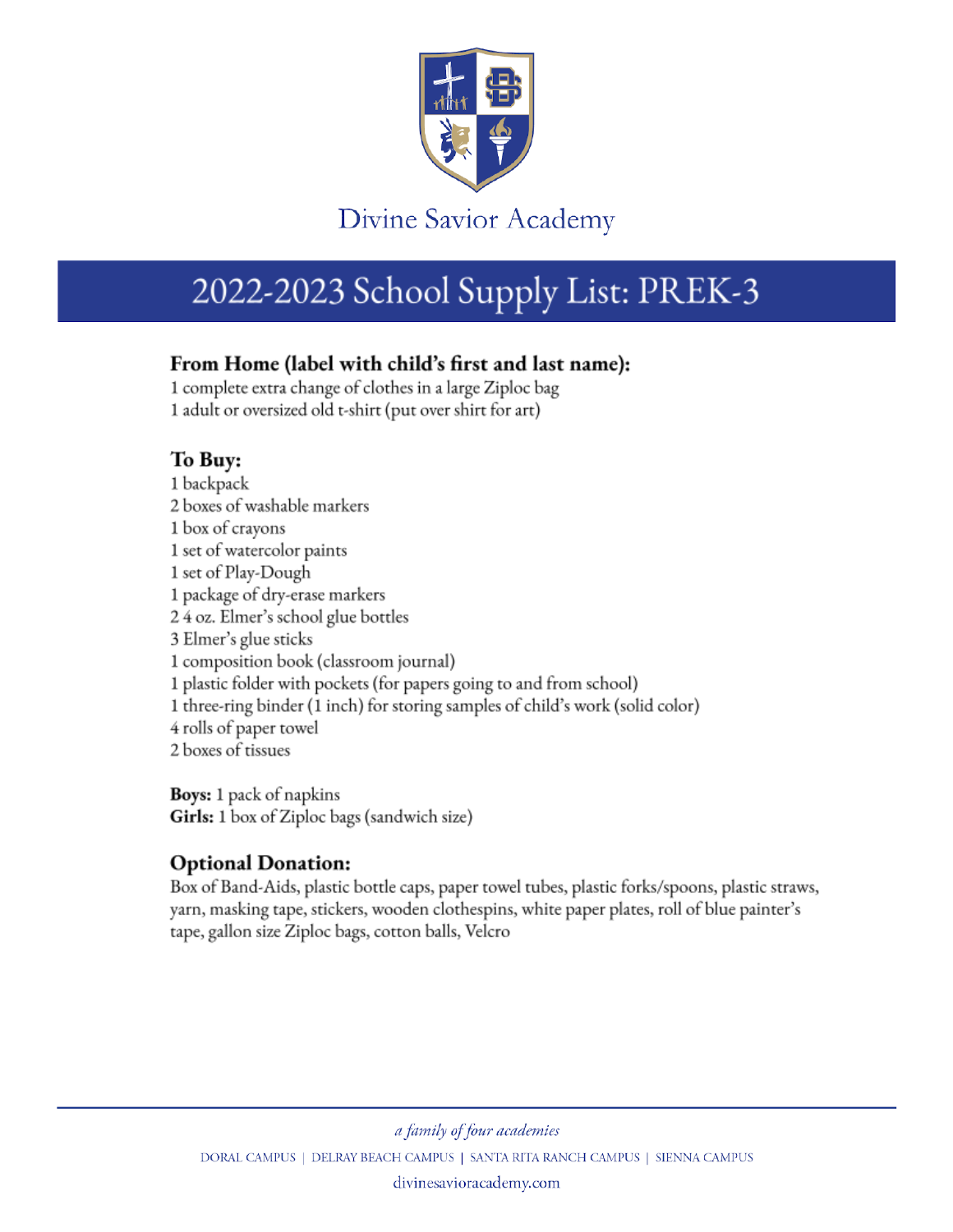Divine Savior Academy

# 2022-2023 School Supply List: PREK-3

## From Home (label with child's first and last name):

1 complete extra change of clothes in a large Ziploc bag
1 adult or oversized old t-shirt (put over shirt for art)

## To Buy:

1 backpack
2 boxes of washable markers
1 box of crayons
1 set of watercolor paints
1 set of Play-Dough
1 package of dry-erase markers
2 4 oz. Elmer's school glue bottles
3 Elmer's glue sticks
1 composition book (classroom journal)
1 plastic folder with pockets (for papers going to and from school)
1 three-ring binder (1 inch) for storing samples of child's work (solid color)
4 rolls of paper towel
2 boxes of tissues

**Boys:** 1 pack of napkins
**Girls:** 1 box of Ziploc bags (sandwich size)

## Optional Donation:

Box of Band-Aids, plastic bottle caps, paper towel tubes, plastic forks/spoons, plastic straws, yarn, masking tape, stickers, wooden clothespins, white paper plates, roll of blue painter's tape, gallon size Ziploc bags, cotton balls, Velcro

*a family of four academies*

DORAL CAMPUS | DELRAY BEACH CAMPUS | SANTA RITA RANCH CAMPUS | SIENNA CAMPUS

divinesavioracademy.com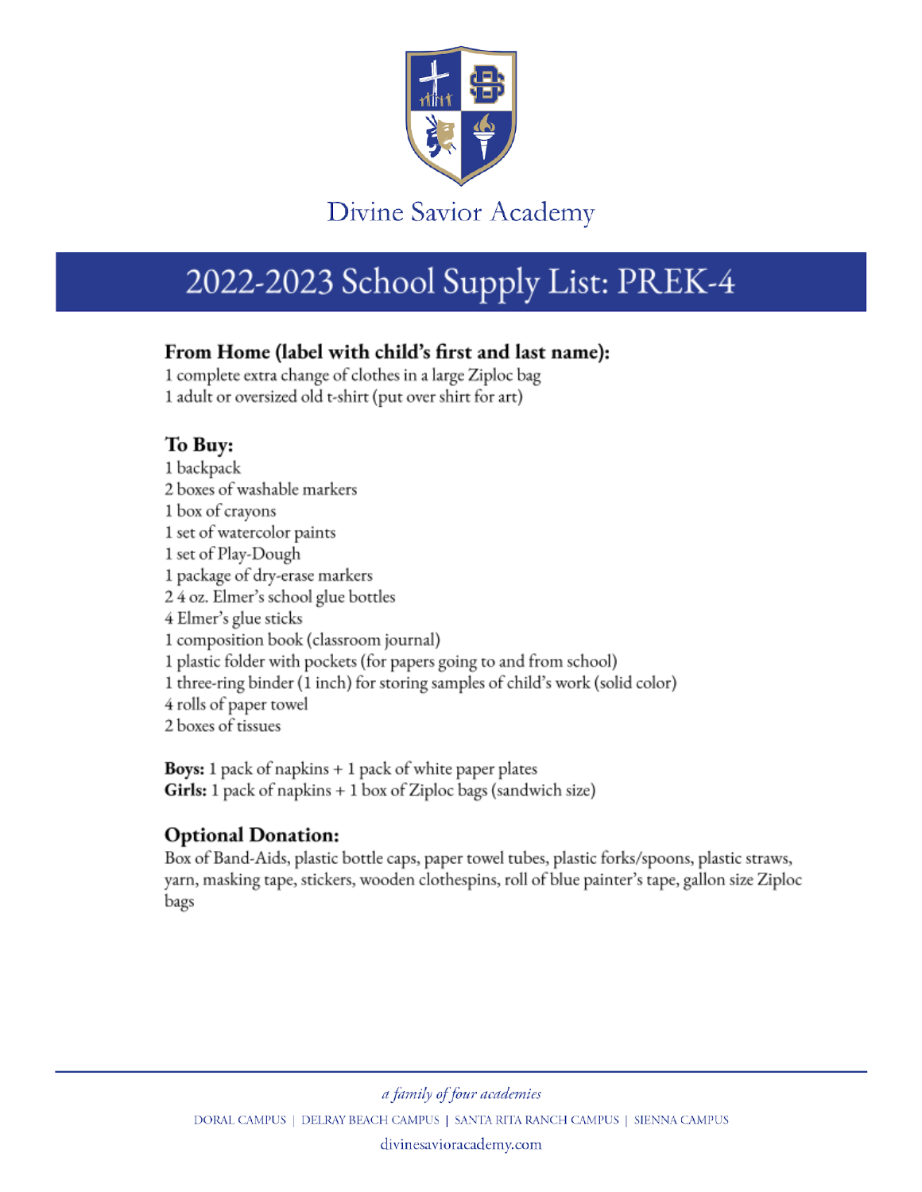Divine Savior Academy

# 2022-2023 School Supply List: PREK-4

## From Home (label with child's first and last name):

1 complete extra change of clothes in a large Ziploc bag
1 adult or oversized old t-shirt (put over shirt for art)

## To Buy:

1 backpack
2 boxes of washable markers
1 box of crayons
1 set of watercolor paints
1 set of Play-Dough
1 package of dry-erase markers
2 4 oz. Elmer's school glue bottles
4 Elmer's glue sticks
1 composition book (classroom journal)
1 plastic folder with pockets (for papers going to and from school)
1 three-ring binder (1 inch) for storing samples of child's work (solid color)
4 rolls of paper towel
2 boxes of tissues

**Boys:** 1 pack of napkins + 1 pack of white paper plates
**Girls:** 1 pack of napkins + 1 box of Ziploc bags (sandwich size)

## Optional Donation:

Box of Band-Aids, plastic bottle caps, paper towel tubes, plastic forks/spoons, plastic straws, yarn, masking tape, stickers, wooden clothespins, roll of blue painter's tape, gallon size Ziploc bags

*a family of four academies*

DORAL CAMPUS | DELRAY BEACH CAMPUS | SANTA RITA RANCH CAMPUS | SIENNA CAMPUS

divinesavioracademy.com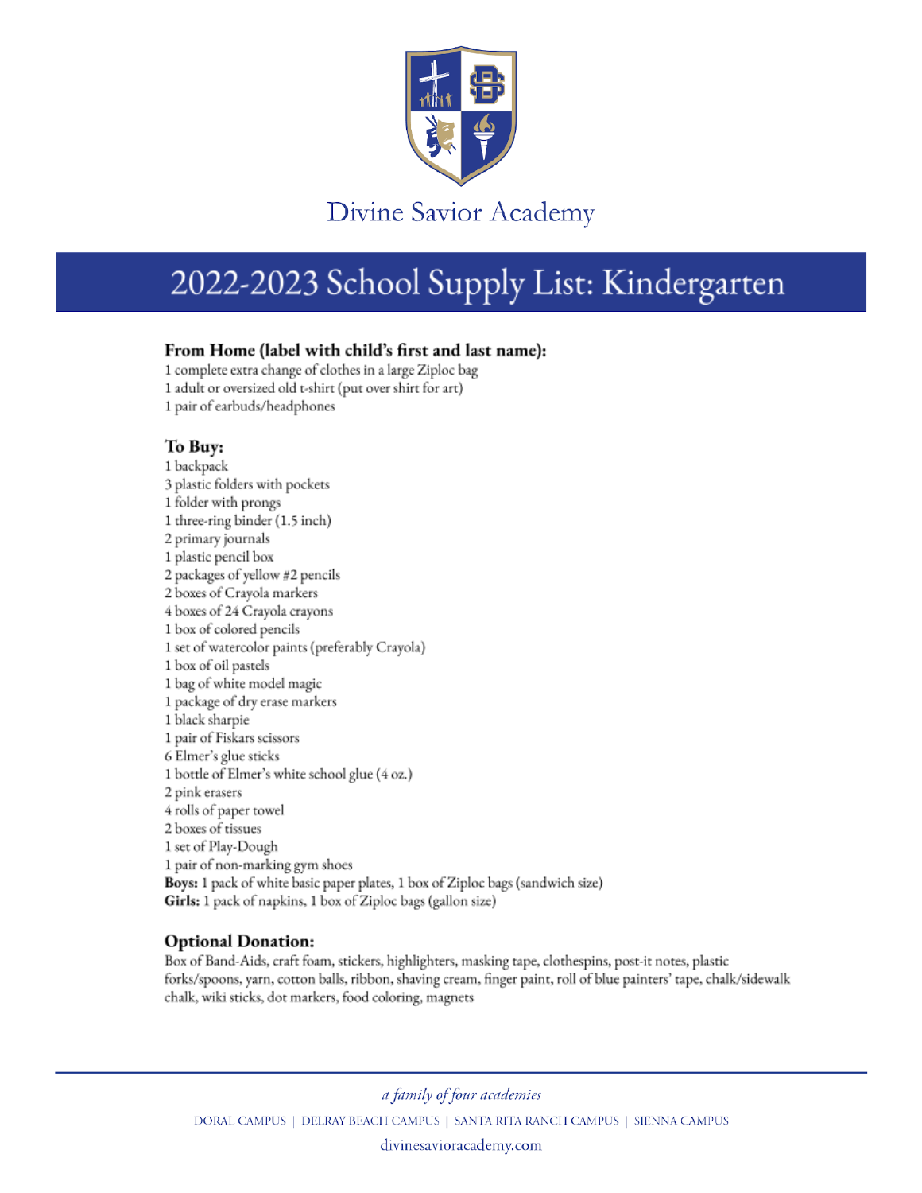Divine Savior Academy

# 2022-2023 School Supply List: Kindergarten

### From Home (label with child's first and last name):

1 complete extra change of clothes in a large Ziploc bag
1 adult or oversized old t-shirt (put over shirt for art)
1 pair of earbuds/headphones

### To Buy:

1 backpack
3 plastic folders with pockets
1 folder with prongs
1 three-ring binder (1.5 inch)
2 primary journals
1 plastic pencil box
2 packages of yellow #2 pencils
2 boxes of Crayola markers
4 boxes of 24 Crayola crayons
1 box of colored pencils
1 set of watercolor paints (preferably Crayola)
1 box of oil pastels
1 bag of white model magic
1 package of dry erase markers
1 black sharpie
1 pair of Fiskars scissors
6 Elmer's glue sticks
1 bottle of Elmer's white school glue (4 oz.)
2 pink erasers
4 rolls of paper towel
2 boxes of tissues
1 set of Play-Dough
1 pair of non-marking gym shoes
**Boys:** 1 pack of white basic paper plates, 1 box of Ziploc bags (sandwich size)
**Girls:** 1 pack of napkins, 1 box of Ziploc bags (gallon size)

### Optional Donation:

Box of Band-Aids, craft foam, stickers, highlighters, masking tape, clothespins, post-it notes, plastic forks/spoons, yarn, cotton balls, ribbon, shaving cream, finger paint, roll of blue painters' tape, chalk/sidewalk chalk, wiki sticks, dot markers, food coloring, magnets

*a family of four academies*

DORAL CAMPUS | DELRAY BEACH CAMPUS | SANTA RITA RANCH CAMPUS | SIENNA CAMPUS

divinesavioracademy.com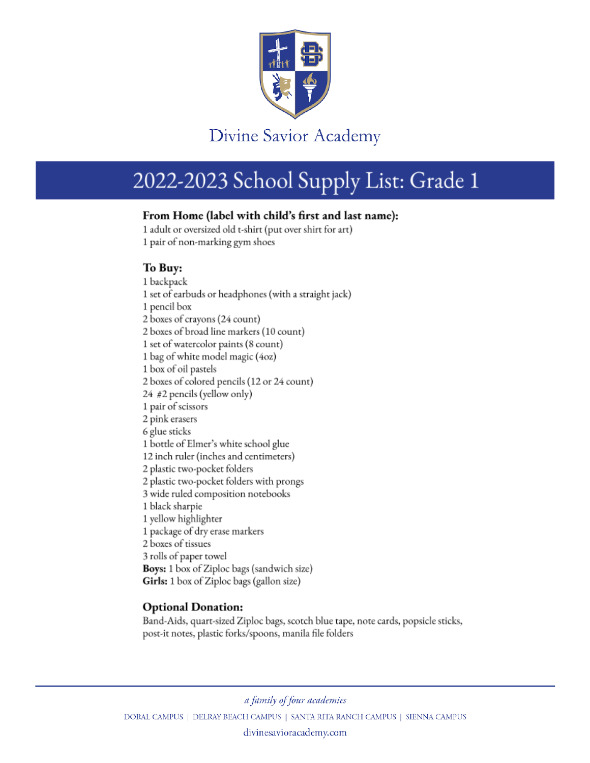# Divine Savior Academy

## 2022-2023 School Supply List: Grade 1

### From Home (label with child's first and last name):

1 adult or oversized old t-shirt (put over shirt for art)
1 pair of non-marking gym shoes

### To Buy:

1 backpack
1 set of earbuds or headphones (with a straight jack)
1 pencil box
2 boxes of crayons (24 count)
2 boxes of broad line markers (10 count)
1 set of watercolor paints (8 count)
1 bag of white model magic (4oz)
1 box of oil pastels
2 boxes of colored pencils (12 or 24 count)
24 #2 pencils (yellow only)
1 pair of scissors
2 pink erasers
6 glue sticks
1 bottle of Elmer's white school glue
12 inch ruler (inches and centimeters)
2 plastic two-pocket folders
2 plastic two-pocket folders with prongs
3 wide ruled composition notebooks
1 black sharpie
1 yellow highlighter
1 package of dry erase markers
2 boxes of tissues
3 rolls of paper towel
**Boys:** 1 box of Ziploc bags (sandwich size)
**Girls:** 1 box of Ziploc bags (gallon size)

### Optional Donation:

Band-Aids, quart-sized Ziploc bags, scotch blue tape, note cards, popsicle sticks, post-it notes, plastic forks/spoons, manila file folders

*a family of four academies*

DORAL CAMPUS | DELRAY BEACH CAMPUS | SANTA RITA RANCH CAMPUS | SIENNA CAMPUS

divinesavioracademy.com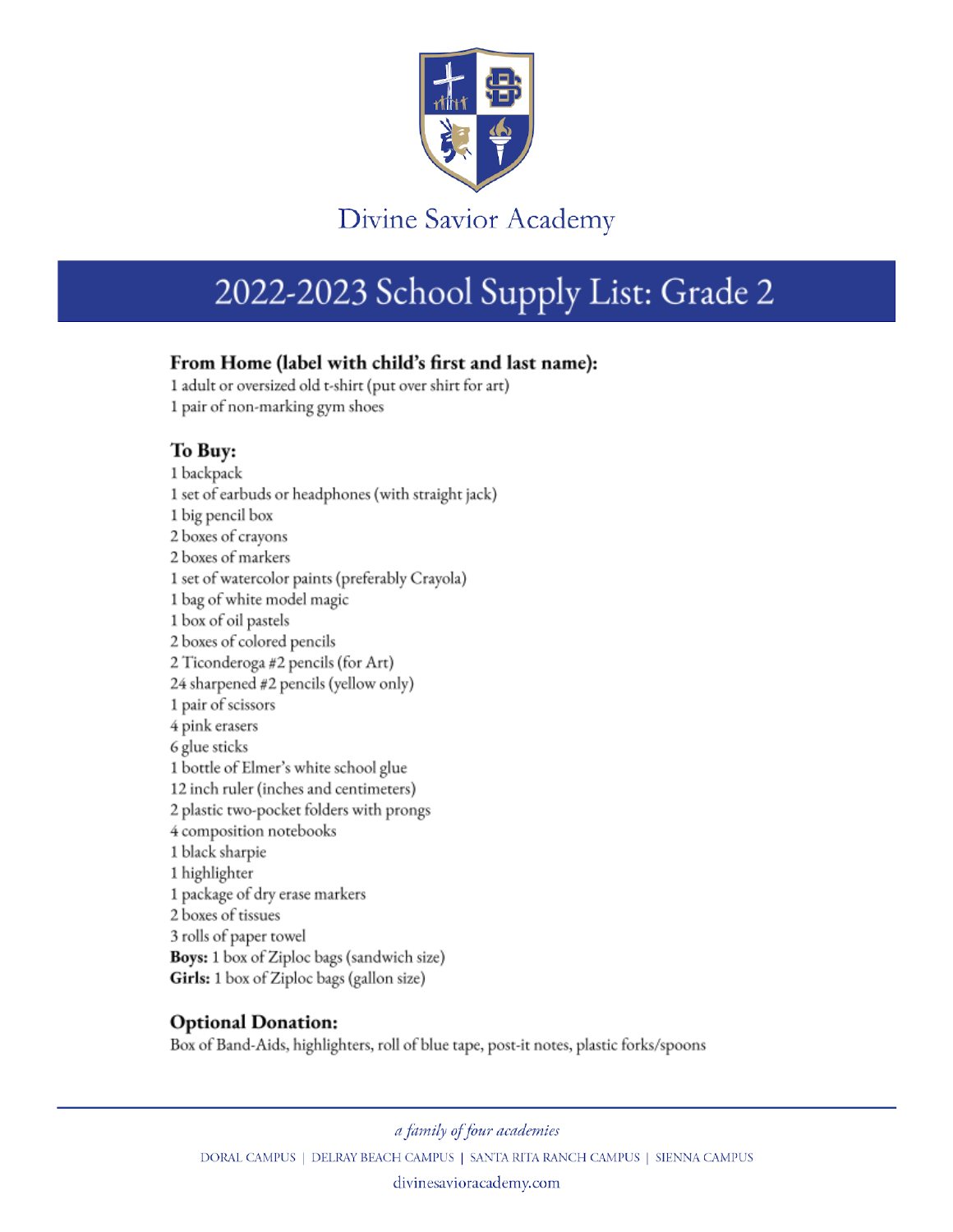# Divine Savior Academy

## 2022-2023 School Supply List: Grade 2

### From Home (label with child's first and last name):

1 adult or oversized old t-shirt (put over shirt for art)
1 pair of non-marking gym shoes

### To Buy:

1 backpack
1 set of earbuds or headphones (with straight jack)
1 big pencil box
2 boxes of crayons
2 boxes of markers
1 set of watercolor paints (preferably Crayola)
1 bag of white model magic
1 box of oil pastels
2 boxes of colored pencils
2 Ticonderoga #2 pencils (for Art)
24 sharpened #2 pencils (yellow only)
1 pair of scissors
4 pink erasers
6 glue sticks
1 bottle of Elmer's white school glue
12 inch ruler (inches and centimeters)
2 plastic two-pocket folders with prongs
4 composition notebooks
1 black sharpie
1 highlighter
1 package of dry erase markers
2 boxes of tissues
3 rolls of paper towel
**Boys:** 1 box of Ziploc bags (sandwich size)
**Girls:** 1 box of Ziploc bags (gallon size)

### Optional Donation:

Box of Band-Aids, highlighters, roll of blue tape, post-it notes, plastic forks/spoons

*a family of four academies*

DORAL CAMPUS | DELRAY BEACH CAMPUS | SANTA RITA RANCH CAMPUS | SIENNA CAMPUS

divinesavioracademy.com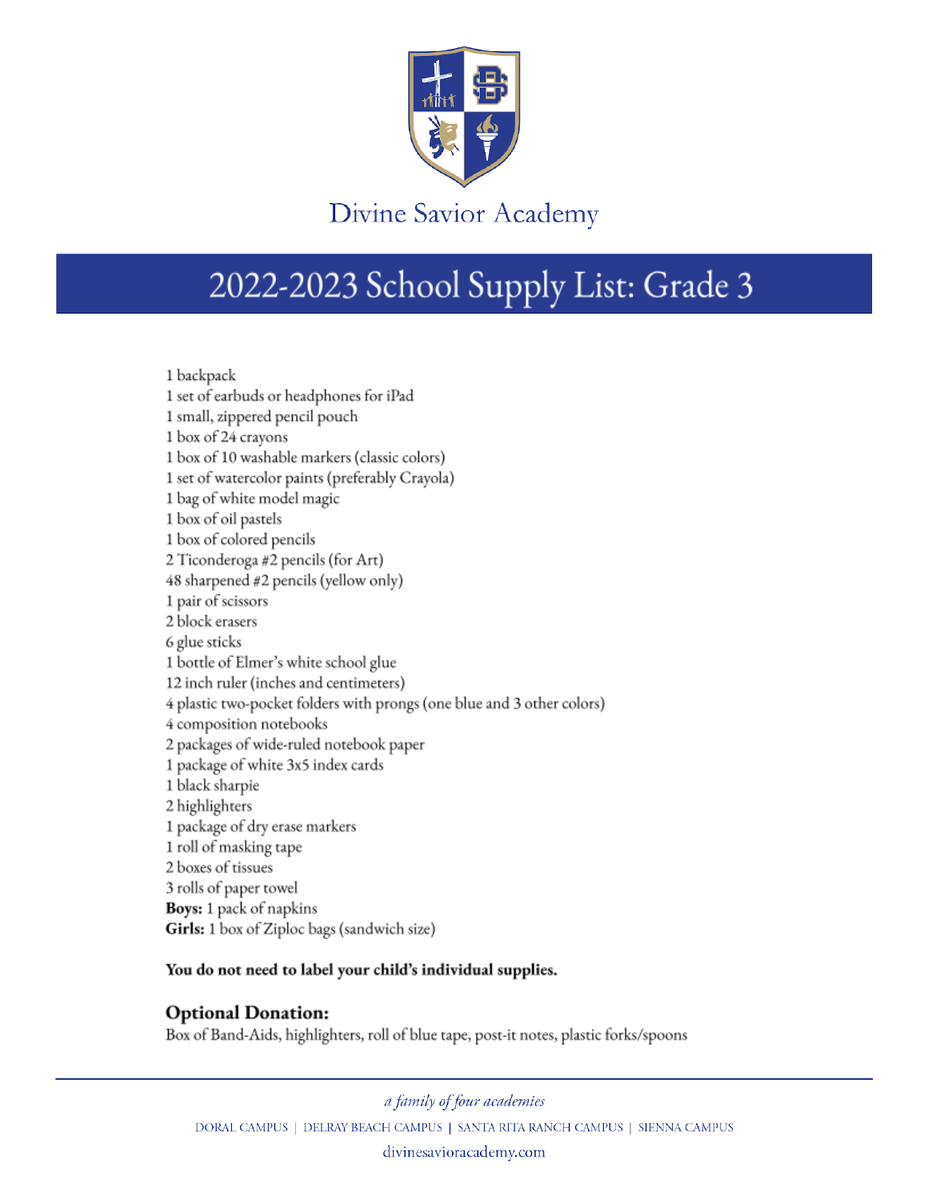Divine Savior Academy

# 2022-2023 School Supply List: Grade 3

1 backpack
1 set of earbuds or headphones for iPad
1 small, zippered pencil pouch
1 box of 24 crayons
1 box of 10 washable markers (classic colors)
1 set of watercolor paints (preferably Crayola)
1 bag of white model magic
1 box of oil pastels
1 box of colored pencils
2 Ticonderoga #2 pencils (for Art)
48 sharpened #2 pencils (yellow only)
1 pair of scissors
2 block erasers
6 glue sticks
1 bottle of Elmer's white school glue
12 inch ruler (inches and centimeters)
4 plastic two-pocket folders with prongs (one blue and 3 other colors)
4 composition notebooks
2 packages of wide-ruled notebook paper
1 package of white 3x5 index cards
1 black sharpie
2 highlighters
1 package of dry erase markers
1 roll of masking tape
2 boxes of tissues
3 rolls of paper towel
**Boys:** 1 pack of napkins
**Girls:** 1 box of Ziploc bags (sandwich size)

**You do not need to label your child's individual supplies.**

## Optional Donation:

Box of Band-Aids, highlighters, roll of blue tape, post-it notes, plastic forks/spoons

*a family of four academies*

DORAL CAMPUS | DELRAY BEACH CAMPUS | SANTA RITA RANCH CAMPUS | SIENNA CAMPUS

divinesavioracademy.com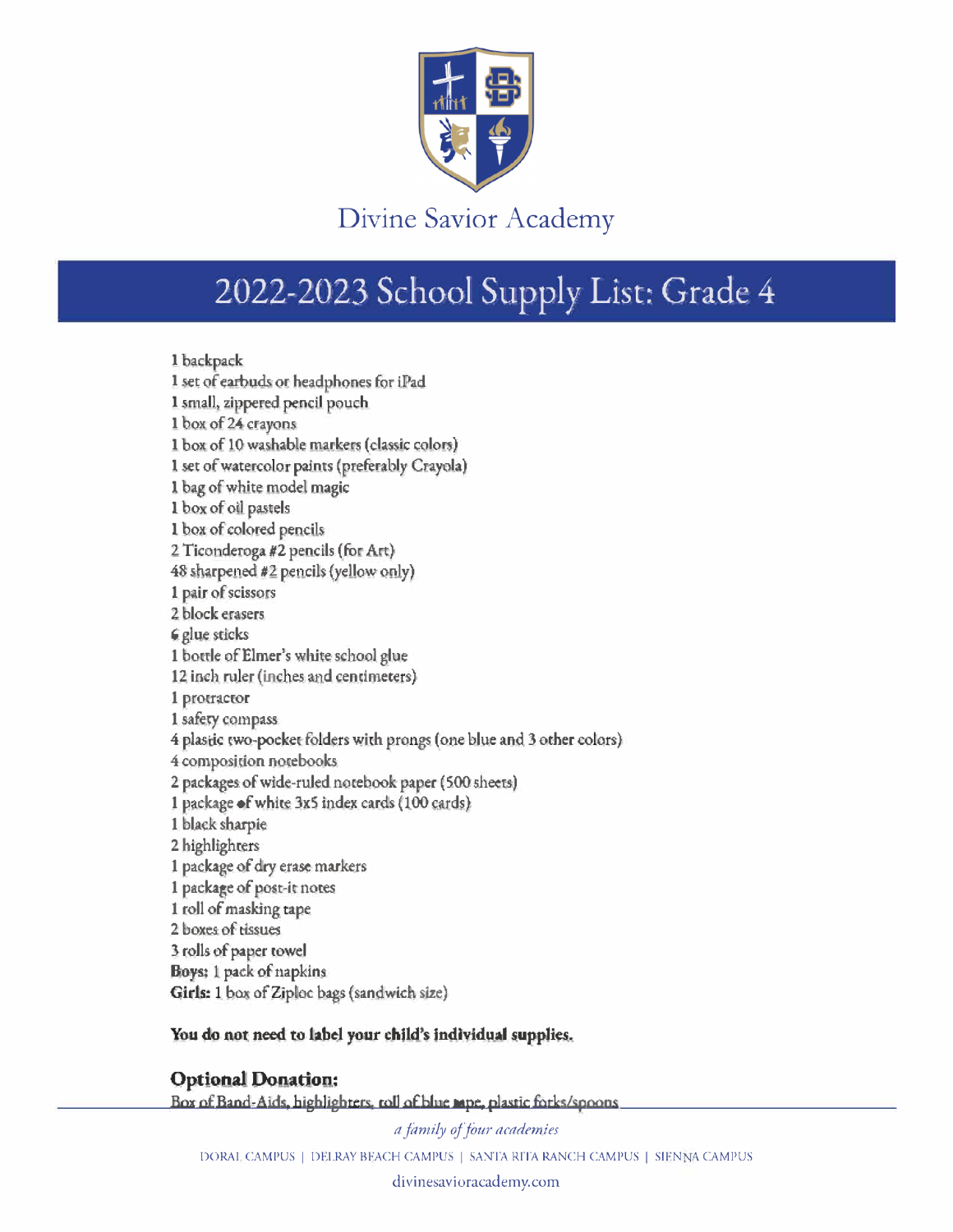Divine Savior Academy

# 2022-2023 School Supply List: Grade 4

- 1 backpack
- 1 set of earbuds or headphones for iPad
- 1 small, zippered pencil pouch
- 1 box of 24 crayons
- 1 box of 10 washable markers (classic colors)
- 1 set of watercolor paints (preferably Crayola)
- 1 bag of white model magic
- 1 box of oil pastels
- 1 box of colored pencils
- 2 Ticonderoga #2 pencils (for Art)
- 48 sharpened #2 pencils (yellow only)
- 1 pair of scissors
- 2 block erasers
- 6 glue sticks
- 1 bottle of Elmer's white school glue
- 12 inch ruler (inches and centimeters)
- 1 protractor
- 1 safety compass
- 4 plastic two-pocket folders with prongs (one blue and 3 other colors)
- 4 composition notebooks
- 2 packages of wide-ruled notebook paper (500 sheets)
- 1 package of white 3x5 index cards (100 cards)
- 1 black sharpie
- 2 highlighters
- 1 package of dry erase markers
- 1 package of post-it notes
- 1 roll of masking tape
- 2 boxes of tissues
- 3 rolls of paper towel
- **Boys:** 1 pack of napkins
- **Girls:** 1 box of Ziploc bags (sandwich size)

**You do not need to label your child's individual supplies.**

## Optional Donation:

Box of Band-Aids, highlighters, roll of blue tape, plastic forks/spoons

*a family of four academies*

DORAL CAMPUS | DELRAY BEACH CAMPUS | SANTA RITA RANCH CAMPUS | SIENNA CAMPUS

divinesavioracademy.com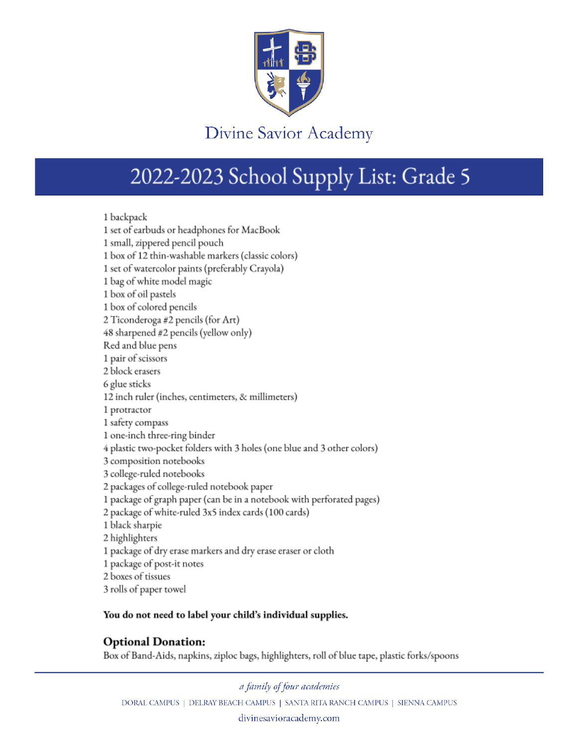# Divine Savior Academy

## 2022-2023 School Supply List: Grade 5

1 backpack
1 set of earbuds or headphones for MacBook
1 small, zippered pencil pouch
1 box of 12 thin-washable markers (classic colors)
1 set of watercolor paints (preferably Crayola)
1 bag of white model magic
1 box of oil pastels
1 box of colored pencils
2 Ticonderoga #2 pencils (for Art)
48 sharpened #2 pencils (yellow only)
Red and blue pens
1 pair of scissors
2 block erasers
6 glue sticks
12 inch ruler (inches, centimeters, & millimeters)
1 protractor
1 safety compass
1 one-inch three-ring binder
4 plastic two-pocket folders with 3 holes (one blue and 3 other colors)
3 composition notebooks
3 college-ruled notebooks
2 packages of college-ruled notebook paper
1 package of graph paper (can be in a notebook with perforated pages)
2 package of white-ruled 3x5 index cards (100 cards)
1 black sharpie
2 highlighters
1 package of dry erase markers and dry erase eraser or cloth
1 package of post-it notes
2 boxes of tissues
3 rolls of paper towel

**You do not need to label your child's individual supplies.**

### Optional Donation:

Box of Band-Aids, napkins, ziploc bags, highlighters, roll of blue tape, plastic forks/spoons

*a family of four academies*

DORAL CAMPUS | DELRAY BEACH CAMPUS | SANTA RITA RANCH CAMPUS | SIENNA CAMPUS

divinesavioracademy.com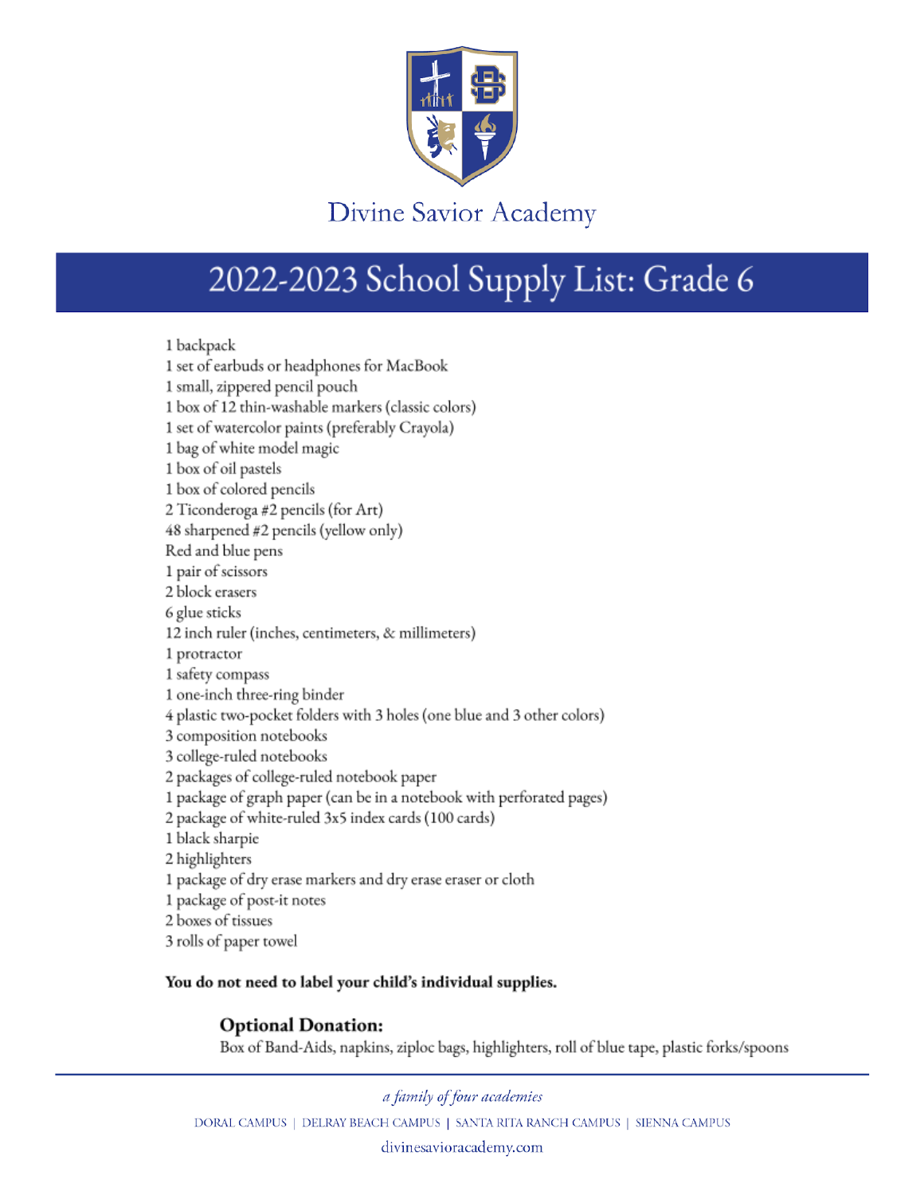# Divine Savior Academy

## 2022-2023 School Supply List: Grade 6

1 backpack
1 set of earbuds or headphones for MacBook
1 small, zippered pencil pouch
1 box of 12 thin-washable markers (classic colors)
1 set of watercolor paints (preferably Crayola)
1 bag of white model magic
1 box of oil pastels
1 box of colored pencils
2 Ticonderoga #2 pencils (for Art)
48 sharpened #2 pencils (yellow only)
Red and blue pens
1 pair of scissors
2 block erasers
6 glue sticks
12 inch ruler (inches, centimeters, & millimeters)
1 protractor
1 safety compass
1 one-inch three-ring binder
4 plastic two-pocket folders with 3 holes (one blue and 3 other colors)
3 composition notebooks
3 college-ruled notebooks
2 packages of college-ruled notebook paper
1 package of graph paper (can be in a notebook with perforated pages)
2 package of white-ruled 3x5 index cards (100 cards)
1 black sharpie
2 highlighters
1 package of dry erase markers and dry erase eraser or cloth
1 package of post-it notes
2 boxes of tissues
3 rolls of paper towel

**You do not need to label your child's individual supplies.**

### Optional Donation:

Box of Band-Aids, napkins, ziploc bags, highlighters, roll of blue tape, plastic forks/spoons

*a family of four academies*

DORAL CAMPUS | DELRAY BEACH CAMPUS | SANTA RITA RANCH CAMPUS | SIENNA CAMPUS

divinesavioracademy.com